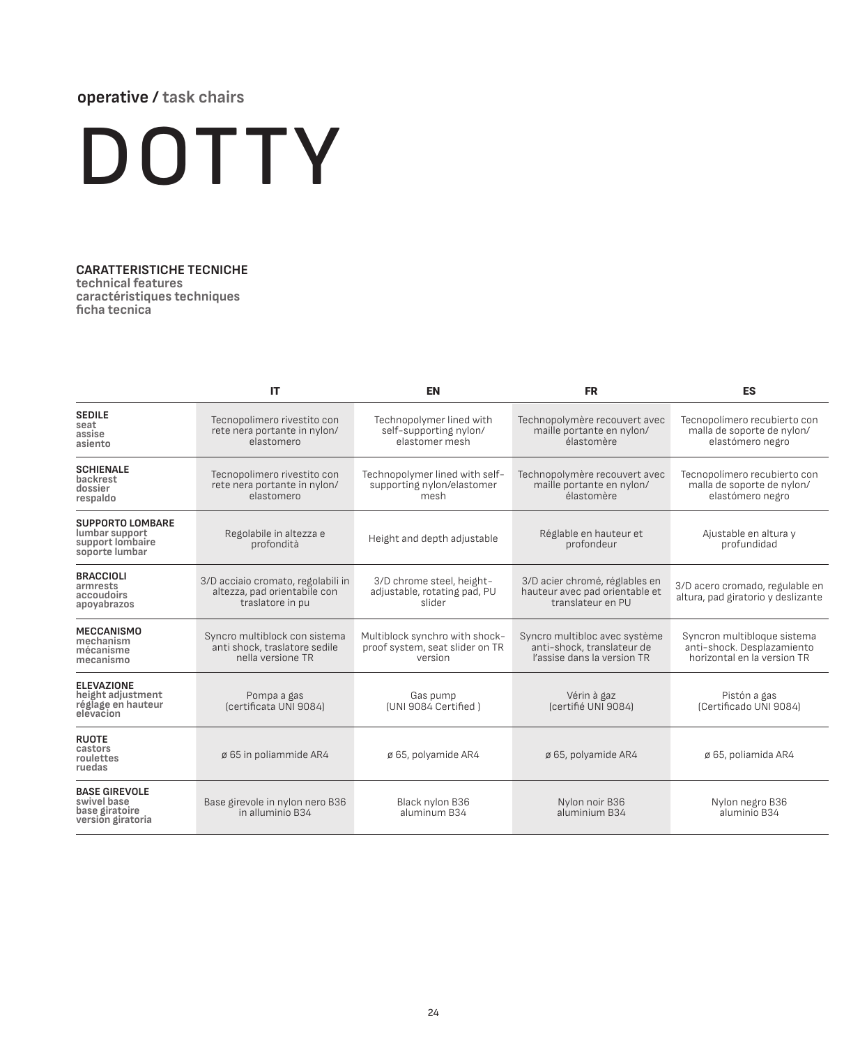**operative /** **task chairs**

# DOTTY

**CARATTERISTICHE TECNICHE**
**technical features**
**caractéristiques techniques**
**ficha tecnica**

| | IT | EN | FR | ES |
|---|---|---|---|---|
| **SEDILE** seat assise asiento | Tecnopolimero rivestito con rete nera portante in nylon/ elastomero | Technopolymer lined with self-supporting nylon/ elastomer mesh | Technopolymère recouvert avec maille portante en nylon/ élastomère | Tecnopolímero recubierto con malla de soporte de nylon/ elastómero negro |
| **SCHIENALE** backrest dossier respaldo | Tecnopolimero rivestito con rete nera portante in nylon/ elastomero | Technopolymer lined with self-supporting nylon/elastomer mesh | Technopolymère recouvert avec maille portante en nylon/ élastomère | Tecnopolímero recubierto con malla de soporte de nylon/ elastómero negro |
| **SUPPORTO LOMBARE** lumbar support support lombaire soporte lumbar | Regolabile in altezza e profondità | Height and depth adjustable | Réglable en hauteur et profondeur | Ajustable en altura y profundidad |
| **BRACCIOLI** armrests accoudoirs apoyabrazos | 3/D acciaio cromato, regolabili in altezza, pad orientabile con traslatore in pu | 3/D chrome steel, height-adjustable, rotating pad, PU slider | 3/D acier chromé, réglables en hauteur avec pad orientable et translateur en PU | 3/D acero cromado, regulable en altura, pad giratorio y deslizante |
| **MECCANISMO** mechanism mécanisme mecanismo | Syncro multiblock con sistema anti shock, traslatore sedile nella versione TR | Multiblock synchro with shock-proof system, seat slider on TR version | Syncro multibloc avec système anti-shock, translateur de l'assise dans la version TR | Syncron multibloque sistema anti-shock. Desplazamiento horizontal en la version TR |
| **ELEVAZIONE** height adjustment réglage en hauteur elevacion | Pompa a gas (certificata UNI 9084) | Gas pump (UNI 9084 Certified ) | Vérin à gaz (certifié UNI 9084) | Pistón a gas (Certificado UNI 9084) |
| **RUOTE** castors roulettes ruedas | ø 65 in poliammide AR4 | ø 65, polyamide AR4 | ø 65, polyamide AR4 | ø 65, poliamida AR4 |
| **BASE GIREVOLE** swivel base base giratoire version giratoria | Base girevole in nylon nero B36 in alluminio B34 | Black nylon B36 aluminum B34 | Nylon noir B36 aluminium B34 | Nylon negro B36 aluminio B34 |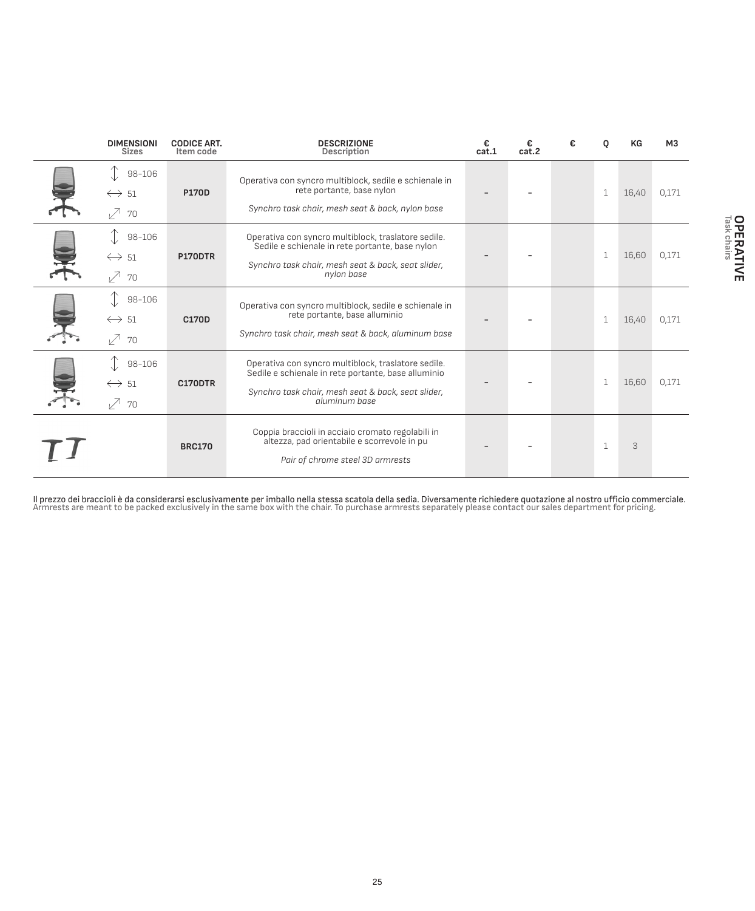| | DIMENSIONI Sizes | CODICE ART. Item code | DESCRIZIONE Description | € cat.1 | € cat.2 | € | Q | KG | M3 |
|---|---|---|---|---|---|---|---|---|---|
| | ↕ 98-106 ↔ 51 ⤢ 70 | **P170D** | Operativa con syncro multiblock, sedile e schienale in rete portante, base nylon *Synchro task chair, mesh seat & back, nylon base* | - | - | | 1 | 16,40 | 0,171 |
| | ↕ 98-106 ↔ 51 ⤢ 70 | **P170DTR** | Operativa con syncro multiblock, traslatore sedile. Sedile e schienale in rete portante, base nylon *Synchro task chair, mesh seat & back, seat slider, nylon base* | - | - | | 1 | 16,60 | 0,171 |
| | ↕ 98-106 ↔ 51 ⤢ 70 | **C170D** | Operativa con syncro multiblock, sedile e schienale in rete portante, base alluminio *Synchro task chair, mesh seat & back, aluminum base* | - | - | | 1 | 16,40 | 0,171 |
| | ↕ 98-106 ↔ 51 ⤢ 70 | **C170DTR** | Operativa con syncro multiblock, traslatore sedile. Sedile e schienale in rete portante, base alluminio *Synchro task chair, mesh seat & back, seat slider, aluminum base* | - | - | | 1 | 16,60 | 0,171 |
| | | **BRC170** | Coppia braccioli in acciaio cromato regolabili in altezza, pad orientabile e scorrevole in pu *Pair of chrome steel 3D armrests* | - | - | | 1 | 3 | |

Il prezzo dei braccioli è da considerarsi esclusivamente per imballo nella stessa scatola della sedia. Diversamente richiedere quotazione al nostro ufficio commerciale.
Armrests are meant to be packed exclusively in the same box with the chair. To purchase armrests separately please contact our sales department for pricing.